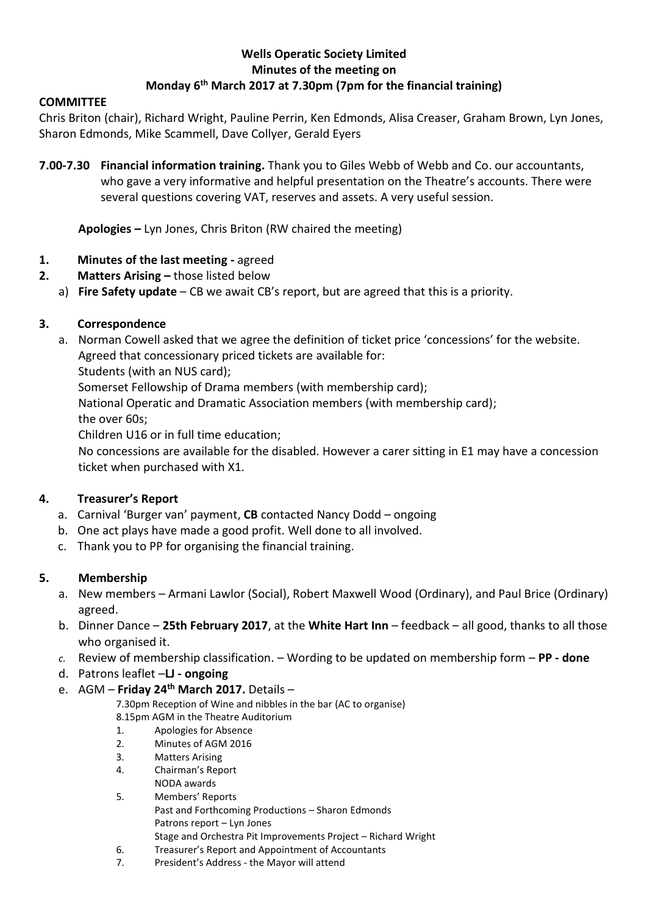**Wells Operatic Society Limited**
**Minutes of the meeting on**
**Monday 6th March 2017 at 7.30pm (7pm for the financial training)**

**COMMITTEE**

Chris Briton (chair), Richard Wright, Pauline Perrin, Ken Edmonds, Alisa Creaser, Graham Brown, Lyn Jones, Sharon Edmonds, Mike Scammell, Dave Collyer, Gerald Eyers

**7.00-7.30 Financial information training.** Thank you to Giles Webb of Webb and Co. our accountants, who gave a very informative and helpful presentation on the Theatre's accounts. There were several questions covering VAT, reserves and assets. A very useful session.

**Apologies –** Lyn Jones, Chris Briton (RW chaired the meeting)

**1. Minutes of the last meeting -** agreed

**2. Matters Arising –** those listed below

a) **Fire Safety update** – CB we await CB's report, but are agreed that this is a priority.

**3. Correspondence**

a. Norman Cowell asked that we agree the definition of ticket price 'concessions' for the website. Agreed that concessionary priced tickets are available for:
Students (with an NUS card);
Somerset Fellowship of Drama members (with membership card);
National Operatic and Dramatic Association members (with membership card);
the over 60s;
Children U16 or in full time education;
No concessions are available for the disabled. However a carer sitting in E1 may have a concession ticket when purchased with X1.

**4. Treasurer's Report**

a. Carnival 'Burger van' payment, **CB** contacted Nancy Dodd – ongoing
b. One act plays have made a good profit. Well done to all involved.
c. Thank you to PP for organising the financial training.

**5. Membership**

a. New members – Armani Lawlor (Social), Robert Maxwell Wood (Ordinary), and Paul Brice (Ordinary) agreed.
b. Dinner Dance – **25th February 2017**, at the **White Hart Inn** – feedback – all good, thanks to all those who organised it.
c. Review of membership classification. – Wording to be updated on membership form – **PP - done**
d. Patrons leaflet –**LJ - ongoing**
e. AGM – **Friday 24th March 2017.** Details –

7.30pm Reception of Wine and nibbles in the bar (AC to organise)
8.15pm AGM in the Theatre Auditorium

1. Apologies for Absence
2. Minutes of AGM 2016
3. Matters Arising
4. Chairman's Report
   NODA awards
5. Members' Reports
   Past and Forthcoming Productions – Sharon Edmonds
   Patrons report – Lyn Jones
   Stage and Orchestra Pit Improvements Project – Richard Wright
6. Treasurer's Report and Appointment of Accountants
7. President's Address - the Mayor will attend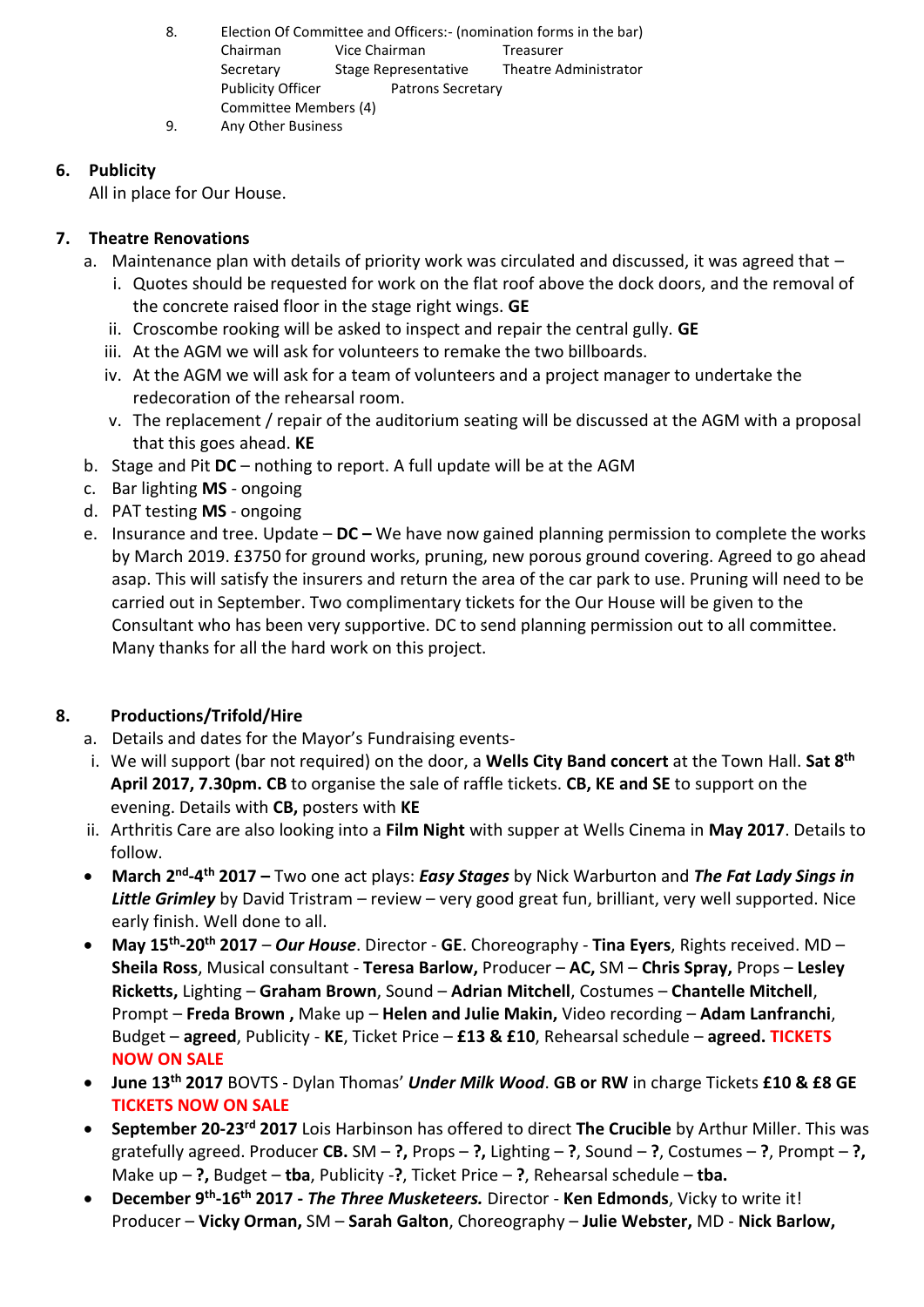8. Election Of Committee and Officers:- (nomination forms in the bar)
   Chairman    Vice Chairman    Treasurer
   Secretary    Stage Representative    Theatre Administrator
   Publicity Officer    Patrons Secretary
   Committee Members (4)
9. Any Other Business

## 6. Publicity

All in place for Our House.

## 7. Theatre Renovations

a. Maintenance plan with details of priority work was circulated and discussed, it was agreed that –
   i. Quotes should be requested for work on the flat roof above the dock doors, and the removal of the concrete raised floor in the stage right wings. **GE**
   ii. Croscombe rooking will be asked to inspect and repair the central gully. **GE**
   iii. At the AGM we will ask for volunteers to remake the two billboards.
   iv. At the AGM we will ask for a team of volunteers and a project manager to undertake the redecoration of the rehearsal room.
   v. The replacement / repair of the auditorium seating will be discussed at the AGM with a proposal that this goes ahead. **KE**
b. Stage and Pit **DC** – nothing to report. A full update will be at the AGM
c. Bar lighting **MS** - ongoing
d. PAT testing **MS** - ongoing
e. Insurance and tree. Update – **DC –** We have now gained planning permission to complete the works by March 2019. £3750 for ground works, pruning, new porous ground covering. Agreed to go ahead asap. This will satisfy the insurers and return the area of the car park to use. Pruning will need to be carried out in September. Two complimentary tickets for the Our House will be given to the Consultant who has been very supportive. DC to send planning permission out to all committee. Many thanks for all the hard work on this project.

## 8. Productions/Trifold/Hire

a. Details and dates for the Mayor's Fundraising events-
   i. We will support (bar not required) on the door, a **Wells City Band concert** at the Town Hall. **Sat 8th April 2017, 7.30pm. CB** to organise the sale of raffle tickets. **CB, KE and SE** to support on the evening. Details with **CB,** posters with **KE**
   ii. Arthritis Care are also looking into a **Film Night** with supper at Wells Cinema in **May 2017**. Details to follow.

- **March 2nd-4th 2017 –** Two one act plays: ***Easy Stages*** by Nick Warburton and ***The Fat Lady Sings in Little Grimley*** by David Tristram – review – very good great fun, brilliant, very well supported. Nice early finish. Well done to all.
- **May 15th-20th 2017** – ***Our House***. Director - **GE**. Choreography - **Tina Eyers**, Rights received. MD – **Sheila Ross**, Musical consultant - **Teresa Barlow,** Producer – **AC,** SM – **Chris Spray,** Props – **Lesley Ricketts,** Lighting – **Graham Brown**, Sound – **Adrian Mitchell**, Costumes – **Chantelle Mitchell**, Prompt – **Freda Brown ,** Make up – **Helen and Julie Makin,** Video recording – **Adam Lanfranchi**, Budget – **agreed**, Publicity - **KE**, Ticket Price – **£13 & £10**, Rehearsal schedule – **agreed. TICKETS NOW ON SALE**
- **June 13th 2017** BOVTS - Dylan Thomas' ***Under Milk Wood***. **GB or RW** in charge Tickets **£10 & £8 GE TICKETS NOW ON SALE**
- **September 20-23rd 2017** Lois Harbinson has offered to direct **The Crucible** by Arthur Miller. This was gratefully agreed. Producer **CB.** SM – **?,** Props – **?,** Lighting – **?**, Sound – **?**, Costumes – **?**, Prompt – **?,** Make up – **?,** Budget – **tba**, Publicity -**?**, Ticket Price – **?**, Rehearsal schedule – **tba.**
- **December 9th-16th 2017 - *The Three Musketeers.*** Director - **Ken Edmonds**, Vicky to write it! Producer – **Vicky Orman,** SM – **Sarah Galton**, Choreography – **Julie Webster,** MD - **Nick Barlow,**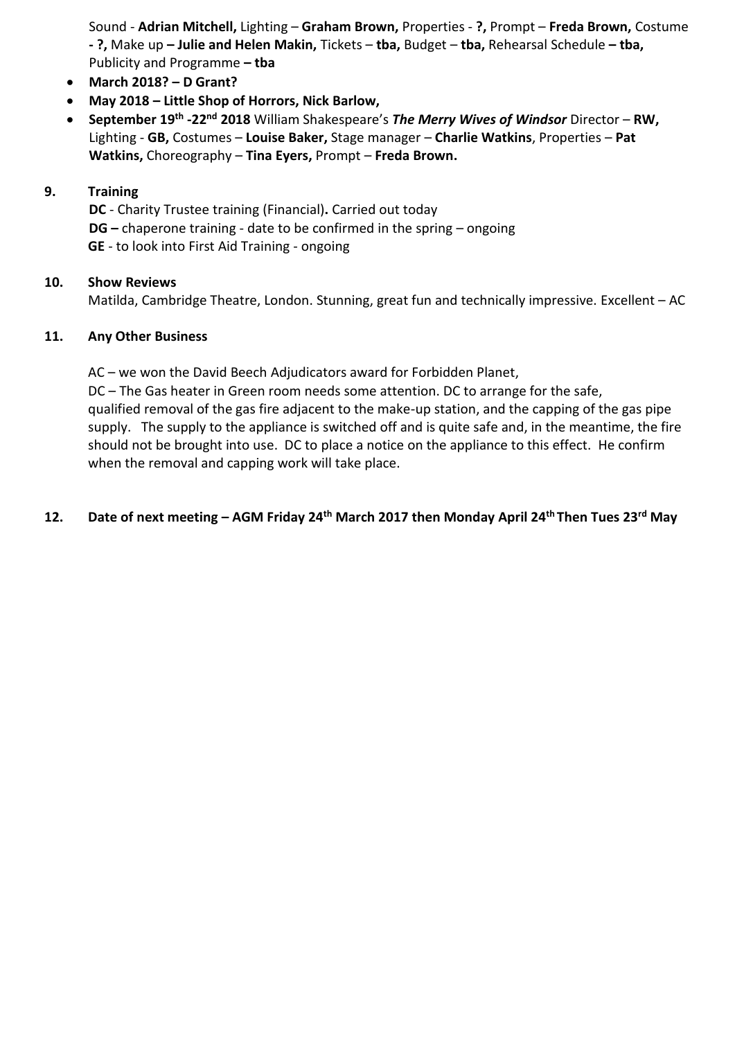Sound - **Adrian Mitchell,** Lighting – **Graham Brown,** Properties - **?,** Prompt – **Freda Brown,** Costume **- ?,** Make up **– Julie and Helen Makin,** Tickets – **tba,** Budget – **tba,** Rehearsal Schedule **– tba,** Publicity and Programme **– tba**

- **March 2018? – D Grant?**
- **May 2018 – Little Shop of Horrors, Nick Barlow,**
- **September 19th -22nd 2018** William Shakespeare's ***The Merry Wives of Windsor*** Director – **RW,** Lighting - **GB,** Costumes – **Louise Baker,** Stage manager – **Charlie Watkins**, Properties – **Pat Watkins,** Choreography – **Tina Eyers,** Prompt – **Freda Brown.**

## 9. Training

**DC** - Charity Trustee training (Financial)**.** Carried out today
**DG –** chaperone training - date to be confirmed in the spring – ongoing
**GE** - to look into First Aid Training - ongoing

## 10. Show Reviews

Matilda, Cambridge Theatre, London. Stunning, great fun and technically impressive. Excellent – AC

## 11. Any Other Business

AC – we won the David Beech Adjudicators award for Forbidden Planet,

DC – The Gas heater in Green room needs some attention. DC to arrange for the safe, qualified removal of the gas fire adjacent to the make-up station, and the capping of the gas pipe supply. The supply to the appliance is switched off and is quite safe and, in the meantime, the fire should not be brought into use. DC to place a notice on the appliance to this effect. He confirm when the removal and capping work will take place.

## 12. Date of next meeting – AGM Friday 24th March 2017 then Monday April 24th Then Tues 23rd May